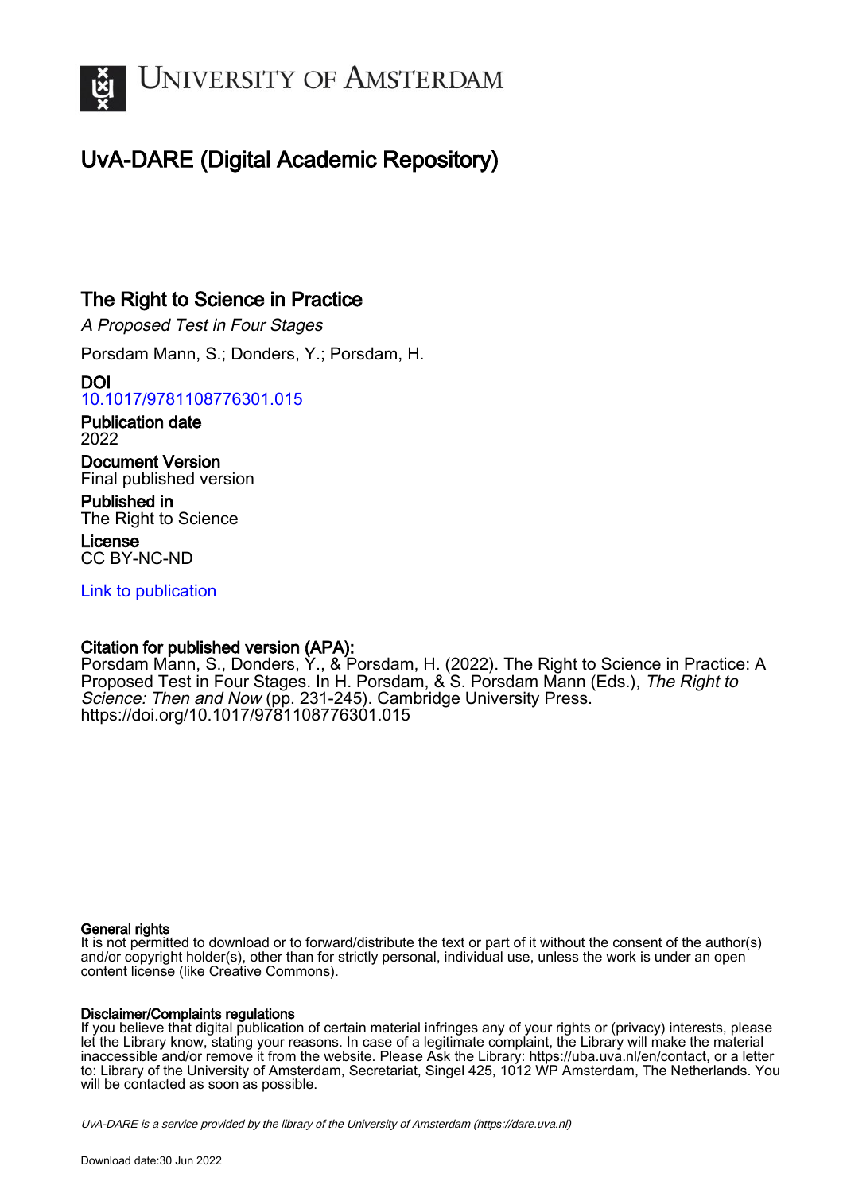# University of Amsterdam

## UvA-DARE (Digital Academic Repository)

### The Right to Science in Practice

*A Proposed Test in Four Stages*

Porsdam Mann, S.; Donders, Y.; Porsdam, H.

**DOI**
10.1017/9781108776301.015

**Publication date**
2022

**Document Version**
Final published version

**Published in**
The Right to Science

**License**
CC BY-NC-ND

Link to publication

**Citation for published version (APA):**
Porsdam Mann, S., Donders, Y., & Porsdam, H. (2022). The Right to Science in Practice: A Proposed Test in Four Stages. In H. Porsdam, & S. Porsdam Mann (Eds.), *The Right to Science: Then and Now* (pp. 231-245). Cambridge University Press.
https://doi.org/10.1017/9781108776301.015

**General rights**
It is not permitted to download or to forward/distribute the text or part of it without the consent of the author(s) and/or copyright holder(s), other than for strictly personal, individual use, unless the work is under an open content license (like Creative Commons).

**Disclaimer/Complaints regulations**
If you believe that digital publication of certain material infringes any of your rights or (privacy) interests, please let the Library know, stating your reasons. In case of a legitimate complaint, the Library will make the material inaccessible and/or remove it from the website. Please Ask the Library: https://uba.uva.nl/en/contact, or a letter to: Library of the University of Amsterdam, Secretariat, Singel 425, 1012 WP Amsterdam, The Netherlands. You will be contacted as soon as possible.

*UvA-DARE is a service provided by the library of the University of Amsterdam (https://dare.uva.nl)*

Download date:30 Jun 2022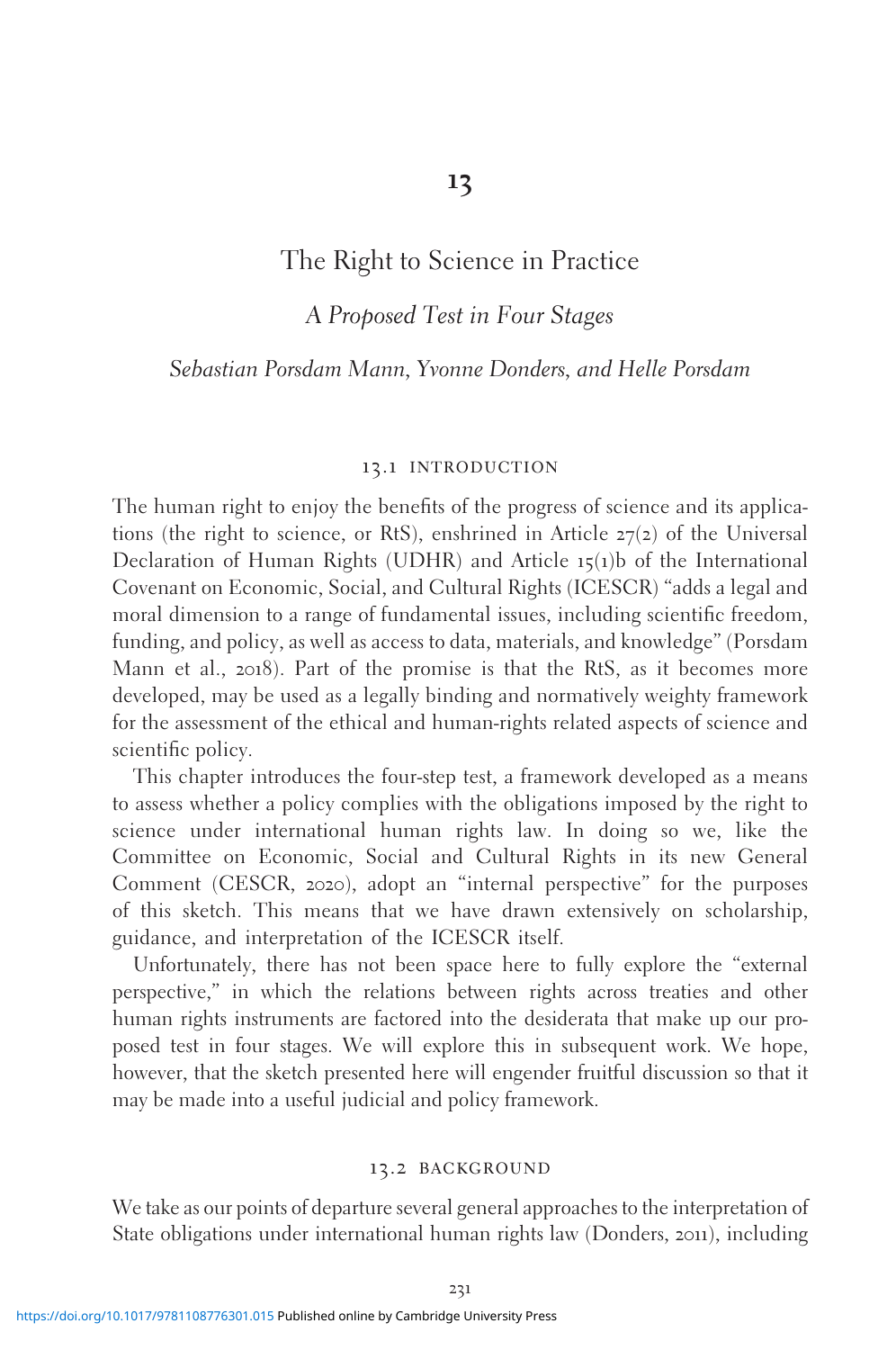# 13

## The Right to Science in Practice

### *A Proposed Test in Four Stages*

*Sebastian Porsdam Mann, Yvonne Donders, and Helle Porsdam*

## 13.1 INTRODUCTION

The human right to enjoy the benefits of the progress of science and its applications (the right to science, or RtS), enshrined in Article 27(2) of the Universal Declaration of Human Rights (UDHR) and Article 15(1)b of the International Covenant on Economic, Social, and Cultural Rights (ICESCR) "adds a legal and moral dimension to a range of fundamental issues, including scientific freedom, funding, and policy, as well as access to data, materials, and knowledge" (Porsdam Mann et al., 2018). Part of the promise is that the RtS, as it becomes more developed, may be used as a legally binding and normatively weighty framework for the assessment of the ethical and human-rights related aspects of science and scientific policy.

This chapter introduces the four-step test, a framework developed as a means to assess whether a policy complies with the obligations imposed by the right to science under international human rights law. In doing so we, like the Committee on Economic, Social and Cultural Rights in its new General Comment (CESCR, 2020), adopt an "internal perspective" for the purposes of this sketch. This means that we have drawn extensively on scholarship, guidance, and interpretation of the ICESCR itself.

Unfortunately, there has not been space here to fully explore the "external perspective," in which the relations between rights across treaties and other human rights instruments are factored into the desiderata that make up our proposed test in four stages. We will explore this in subsequent work. We hope, however, that the sketch presented here will engender fruitful discussion so that it may be made into a useful judicial and policy framework.

## 13.2 BACKGROUND

We take as our points of departure several general approaches to the interpretation of State obligations under international human rights law (Donders, 2011), including

https://doi.org/10.1017/9781108776301.015 Published online by Cambridge University Press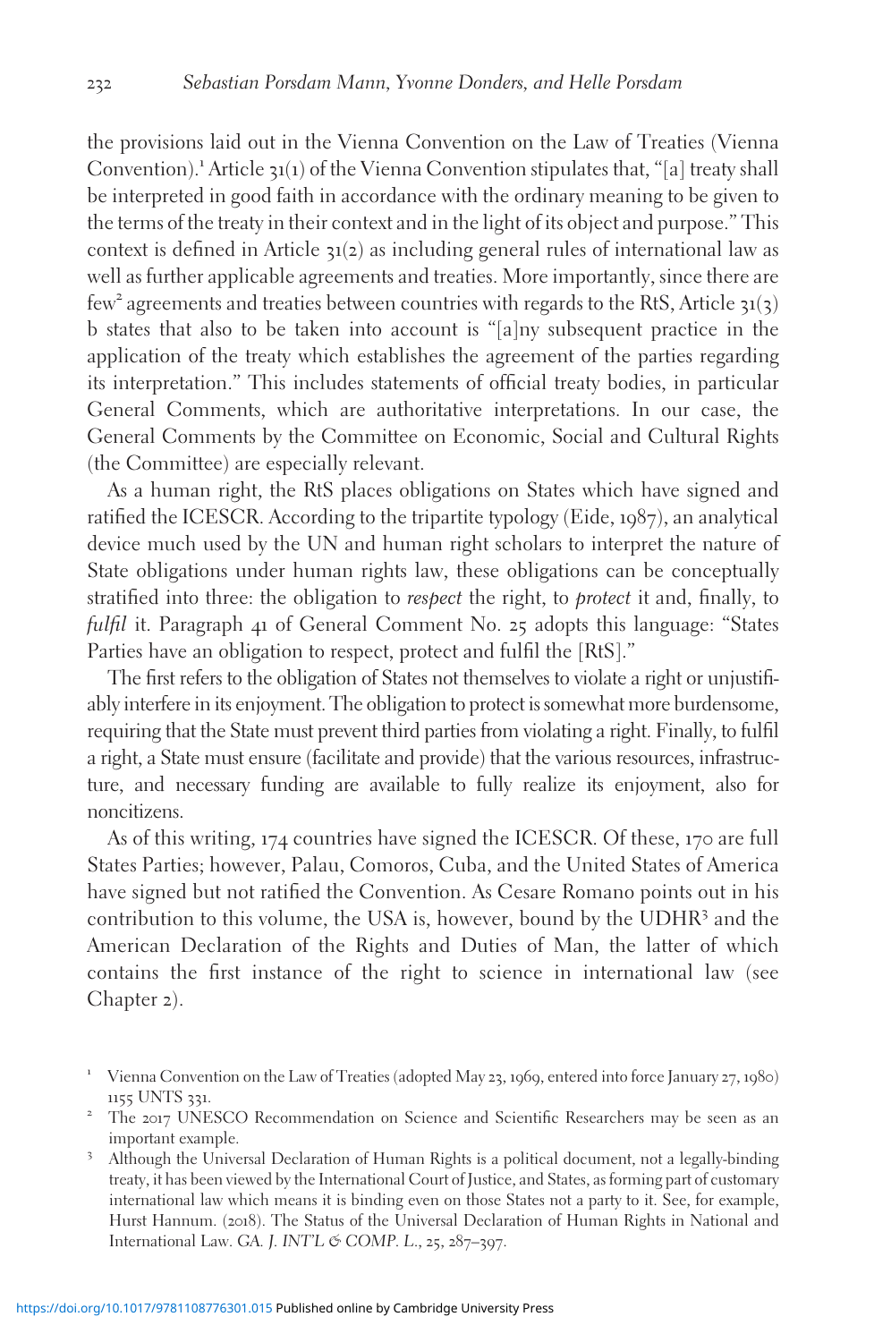the provisions laid out in the Vienna Convention on the Law of Treaties (Vienna Convention).[1] Article 31(1) of the Vienna Convention stipulates that, "[a] treaty shall be interpreted in good faith in accordance with the ordinary meaning to be given to the terms of the treaty in their context and in the light of its object and purpose." This context is defined in Article 31(2) as including general rules of international law as well as further applicable agreements and treaties. More importantly, since there are few[2] agreements and treaties between countries with regards to the RtS, Article 31(3) b states that also to be taken into account is "[a]ny subsequent practice in the application of the treaty which establishes the agreement of the parties regarding its interpretation." This includes statements of official treaty bodies, in particular General Comments, which are authoritative interpretations. In our case, the General Comments by the Committee on Economic, Social and Cultural Rights (the Committee) are especially relevant.

As a human right, the RtS places obligations on States which have signed and ratified the ICESCR. According to the tripartite typology (Eide, 1987), an analytical device much used by the UN and human right scholars to interpret the nature of State obligations under human rights law, these obligations can be conceptually stratified into three: the obligation to *respect* the right, to *protect* it and, finally, to *fulfil* it. Paragraph 41 of General Comment No. 25 adopts this language: "States Parties have an obligation to respect, protect and fulfil the [RtS]."

The first refers to the obligation of States not themselves to violate a right or unjustifiably interfere in its enjoyment. The obligation to protect is somewhat more burdensome, requiring that the State must prevent third parties from violating a right. Finally, to fulfil a right, a State must ensure (facilitate and provide) that the various resources, infrastructure, and necessary funding are available to fully realize its enjoyment, also for noncitizens.

As of this writing, 174 countries have signed the ICESCR. Of these, 170 are full States Parties; however, Palau, Comoros, Cuba, and the United States of America have signed but not ratified the Convention. As Cesare Romano points out in his contribution to this volume, the USA is, however, bound by the UDHR[3] and the American Declaration of the Rights and Duties of Man, the latter of which contains the first instance of the right to science in international law (see Chapter 2).

[1] Vienna Convention on the Law of Treaties (adopted May 23, 1969, entered into force January 27, 1980) 1155 UNTS 331.

[2] The 2017 UNESCO Recommendation on Science and Scientific Researchers may be seen as an important example.

[3] Although the Universal Declaration of Human Rights is a political document, not a legally-binding treaty, it has been viewed by the International Court of Justice, and States, as forming part of customary international law which means it is binding even on those States not a party to it. See, for example, Hurst Hannum. (2018). The Status of the Universal Declaration of Human Rights in National and International Law. *GA. J. INT'L & COMP. L.*, 25, 287–397.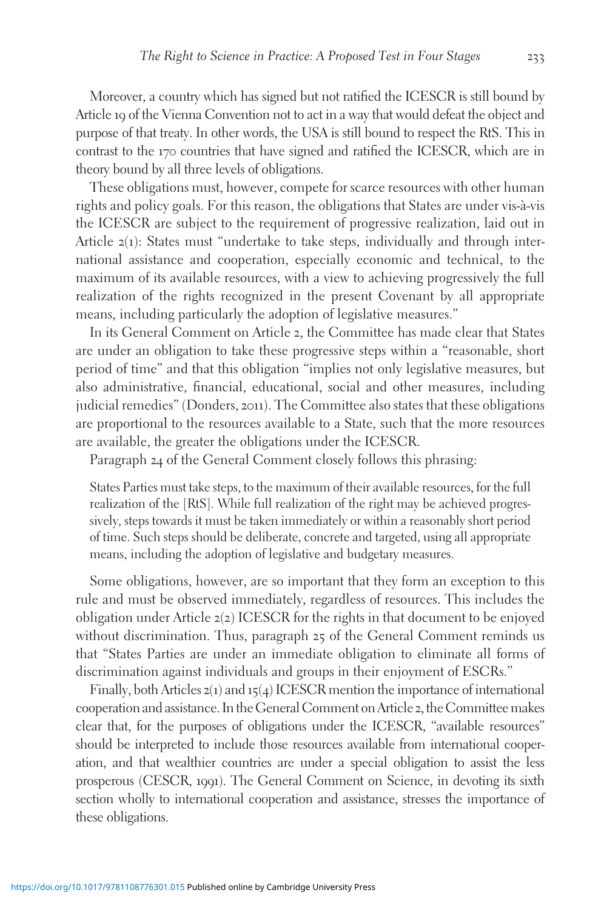Moreover, a country which has signed but not ratified the ICESCR is still bound by Article 19 of the Vienna Convention not to act in a way that would defeat the object and purpose of that treaty. In other words, the USA is still bound to respect the RtS. This in contrast to the 170 countries that have signed and ratified the ICESCR, which are in theory bound by all three levels of obligations.

These obligations must, however, compete for scarce resources with other human rights and policy goals. For this reason, the obligations that States are under vis-à-vis the ICESCR are subject to the requirement of progressive realization, laid out in Article 2(1): States must "undertake to take steps, individually and through international assistance and cooperation, especially economic and technical, to the maximum of its available resources, with a view to achieving progressively the full realization of the rights recognized in the present Covenant by all appropriate means, including particularly the adoption of legislative measures."

In its General Comment on Article 2, the Committee has made clear that States are under an obligation to take these progressive steps within a "reasonable, short period of time" and that this obligation "implies not only legislative measures, but also administrative, financial, educational, social and other measures, including judicial remedies" (Donders, 2011). The Committee also states that these obligations are proportional to the resources available to a State, such that the more resources are available, the greater the obligations under the ICESCR.

Paragraph 24 of the General Comment closely follows this phrasing:

> States Parties must take steps, to the maximum of their available resources, for the full realization of the [RtS]. While full realization of the right may be achieved progressively, steps towards it must be taken immediately or within a reasonably short period of time. Such steps should be deliberate, concrete and targeted, using all appropriate means, including the adoption of legislative and budgetary measures.

Some obligations, however, are so important that they form an exception to this rule and must be observed immediately, regardless of resources. This includes the obligation under Article 2(2) ICESCR for the rights in that document to be enjoyed without discrimination. Thus, paragraph 25 of the General Comment reminds us that "States Parties are under an immediate obligation to eliminate all forms of discrimination against individuals and groups in their enjoyment of ESCRs."

Finally, both Articles 2(1) and 15(4) ICESCR mention the importance of international cooperation and assistance. In the General Comment on Article 2, the Committee makes clear that, for the purposes of obligations under the ICESCR, "available resources" should be interpreted to include those resources available from international cooperation, and that wealthier countries are under a special obligation to assist the less prosperous (CESCR, 1991). The General Comment on Science, in devoting its sixth section wholly to international cooperation and assistance, stresses the importance of these obligations.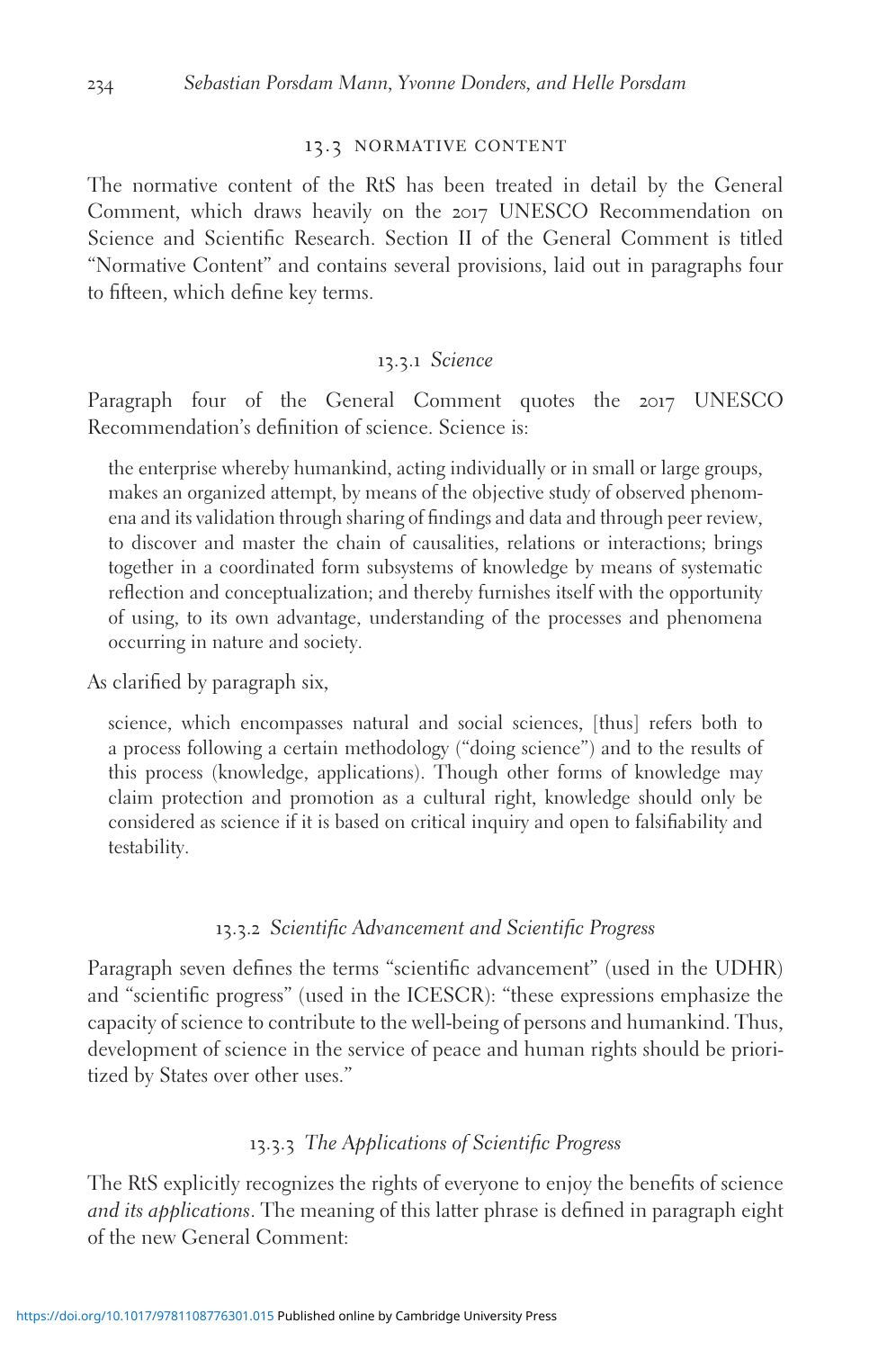## 13.3 NORMATIVE CONTENT

The normative content of the RtS has been treated in detail by the General Comment, which draws heavily on the 2017 UNESCO Recommendation on Science and Scientific Research. Section II of the General Comment is titled "Normative Content" and contains several provisions, laid out in paragraphs four to fifteen, which define key terms.

### 13.3.1 *Science*

Paragraph four of the General Comment quotes the 2017 UNESCO Recommendation's definition of science. Science is:

> the enterprise whereby humankind, acting individually or in small or large groups, makes an organized attempt, by means of the objective study of observed phenomena and its validation through sharing of findings and data and through peer review, to discover and master the chain of causalities, relations or interactions; brings together in a coordinated form subsystems of knowledge by means of systematic reflection and conceptualization; and thereby furnishes itself with the opportunity of using, to its own advantage, understanding of the processes and phenomena occurring in nature and society.

As clarified by paragraph six,

> science, which encompasses natural and social sciences, [thus] refers both to a process following a certain methodology ("doing science") and to the results of this process (knowledge, applications). Though other forms of knowledge may claim protection and promotion as a cultural right, knowledge should only be considered as science if it is based on critical inquiry and open to falsifiability and testability.

### 13.3.2 *Scientific Advancement and Scientific Progress*

Paragraph seven defines the terms "scientific advancement" (used in the UDHR) and "scientific progress" (used in the ICESCR): "these expressions emphasize the capacity of science to contribute to the well-being of persons and humankind. Thus, development of science in the service of peace and human rights should be prioritized by States over other uses."

### 13.3.3 *The Applications of Scientific Progress*

The RtS explicitly recognizes the rights of everyone to enjoy the benefits of science *and its applications*. The meaning of this latter phrase is defined in paragraph eight of the new General Comment: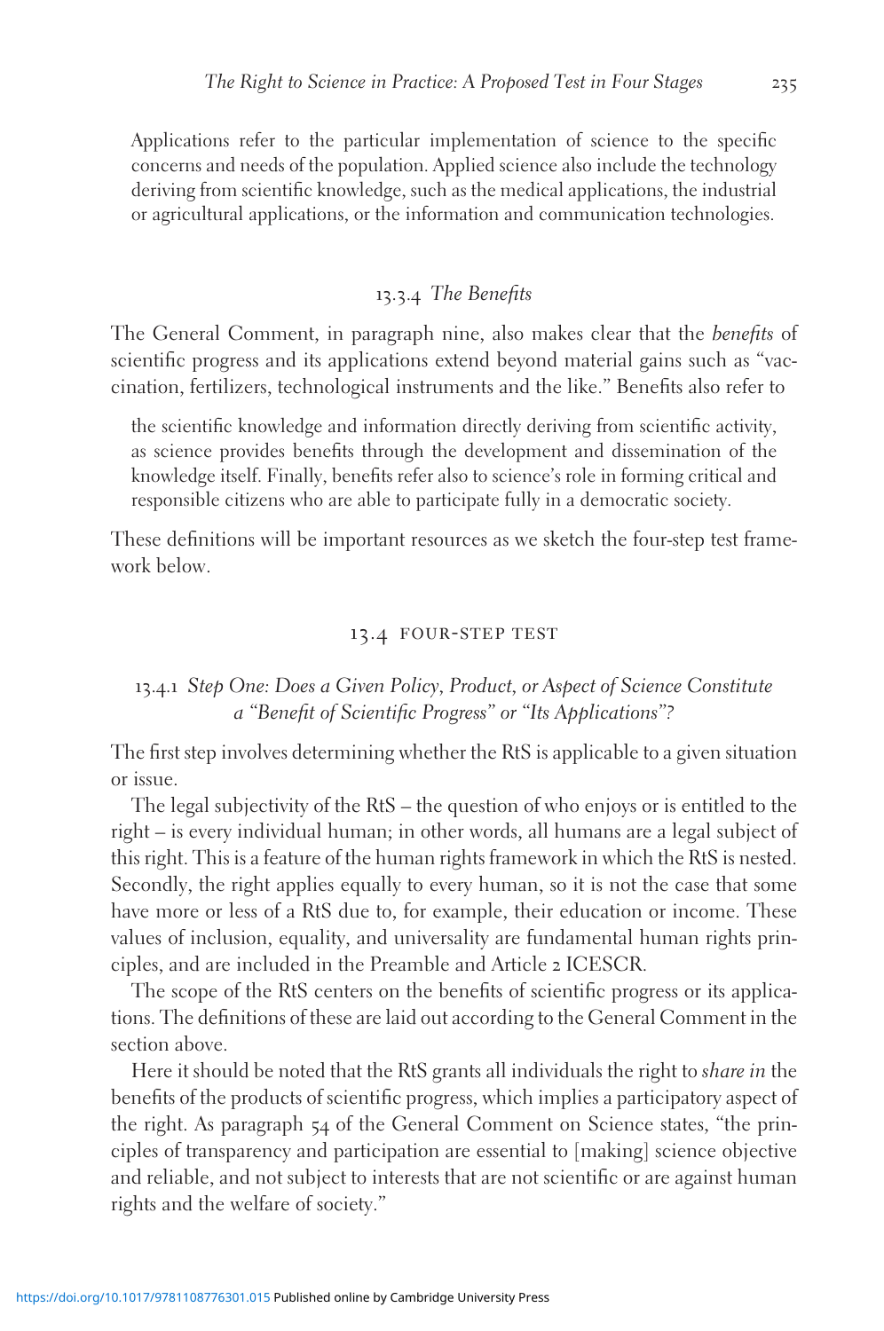> Applications refer to the particular implementation of science to the specific concerns and needs of the population. Applied science also include the technology deriving from scientific knowledge, such as the medical applications, the industrial or agricultural applications, or the information and communication technologies.

### 13.3.4 *The Benefits*

The General Comment, in paragraph nine, also makes clear that the *benefits* of scientific progress and its applications extend beyond material gains such as "vaccination, fertilizers, technological instruments and the like." Benefits also refer to

> the scientific knowledge and information directly deriving from scientific activity, as science provides benefits through the development and dissemination of the knowledge itself. Finally, benefits refer also to science's role in forming critical and responsible citizens who are able to participate fully in a democratic society.

These definitions will be important resources as we sketch the four-step test framework below.

## 13.4 FOUR-STEP TEST

### 13.4.1 *Step One: Does a Given Policy, Product, or Aspect of Science Constitute a "Benefit of Scientific Progress" or "Its Applications"?*

The first step involves determining whether the RtS is applicable to a given situation or issue.

The legal subjectivity of the RtS – the question of who enjoys or is entitled to the right – is every individual human; in other words, all humans are a legal subject of this right. This is a feature of the human rights framework in which the RtS is nested. Secondly, the right applies equally to every human, so it is not the case that some have more or less of a RtS due to, for example, their education or income. These values of inclusion, equality, and universality are fundamental human rights principles, and are included in the Preamble and Article 2 ICESCR.

The scope of the RtS centers on the benefits of scientific progress or its applications. The definitions of these are laid out according to the General Comment in the section above.

Here it should be noted that the RtS grants all individuals the right to *share in* the benefits of the products of scientific progress, which implies a participatory aspect of the right. As paragraph 54 of the General Comment on Science states, "the principles of transparency and participation are essential to [making] science objective and reliable, and not subject to interests that are not scientific or are against human rights and the welfare of society."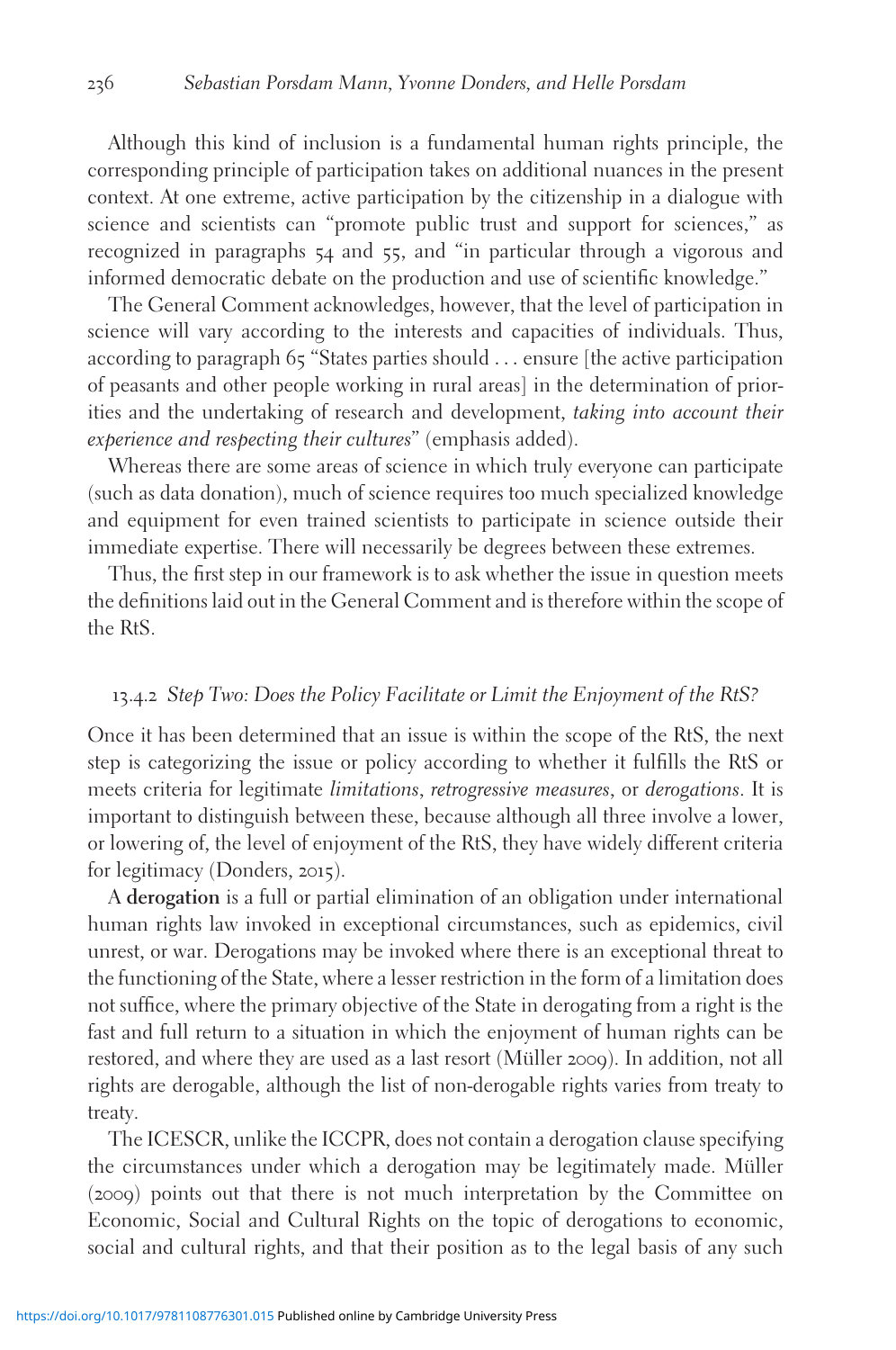Although this kind of inclusion is a fundamental human rights principle, the corresponding principle of participation takes on additional nuances in the present context. At one extreme, active participation by the citizenship in a dialogue with science and scientists can "promote public trust and support for sciences," as recognized in paragraphs 54 and 55, and "in particular through a vigorous and informed democratic debate on the production and use of scientific knowledge."

The General Comment acknowledges, however, that the level of participation in science will vary according to the interests and capacities of individuals. Thus, according to paragraph 65 "States parties should . . . ensure [the active participation of peasants and other people working in rural areas] in the determination of priorities and the undertaking of research and development, *taking into account their experience and respecting their cultures*" (emphasis added).

Whereas there are some areas of science in which truly everyone can participate (such as data donation), much of science requires too much specialized knowledge and equipment for even trained scientists to participate in science outside their immediate expertise. There will necessarily be degrees between these extremes.

Thus, the first step in our framework is to ask whether the issue in question meets the definitions laid out in the General Comment and is therefore within the scope of the RtS.

### 13.4.2 *Step Two: Does the Policy Facilitate or Limit the Enjoyment of the RtS?*

Once it has been determined that an issue is within the scope of the RtS, the next step is categorizing the issue or policy according to whether it fulfills the RtS or meets criteria for legitimate *limitations*, *retrogressive measures*, or *derogations*. It is important to distinguish between these, because although all three involve a lower, or lowering of, the level of enjoyment of the RtS, they have widely different criteria for legitimacy (Donders, 2015).

A **derogation** is a full or partial elimination of an obligation under international human rights law invoked in exceptional circumstances, such as epidemics, civil unrest, or war. Derogations may be invoked where there is an exceptional threat to the functioning of the State, where a lesser restriction in the form of a limitation does not suffice, where the primary objective of the State in derogating from a right is the fast and full return to a situation in which the enjoyment of human rights can be restored, and where they are used as a last resort (Müller 2009). In addition, not all rights are derogable, although the list of non-derogable rights varies from treaty to treaty.

The ICESCR, unlike the ICCPR, does not contain a derogation clause specifying the circumstances under which a derogation may be legitimately made. Müller (2009) points out that there is not much interpretation by the Committee on Economic, Social and Cultural Rights on the topic of derogations to economic, social and cultural rights, and that their position as to the legal basis of any such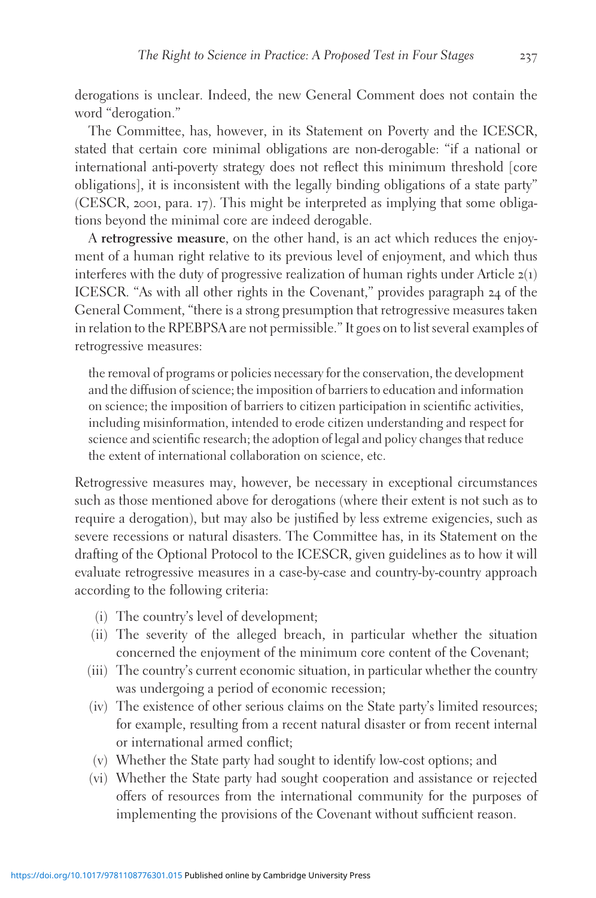derogations is unclear. Indeed, the new General Comment does not contain the word "derogation."

The Committee, has, however, in its Statement on Poverty and the ICESCR, stated that certain core minimal obligations are non-derogable: "if a national or international anti-poverty strategy does not reflect this minimum threshold [core obligations], it is inconsistent with the legally binding obligations of a state party" (CESCR, 2001, para. 17). This might be interpreted as implying that some obligations beyond the minimal core are indeed derogable.

A **retrogressive measure**, on the other hand, is an act which reduces the enjoyment of a human right relative to its previous level of enjoyment, and which thus interferes with the duty of progressive realization of human rights under Article 2(1) ICESCR. "As with all other rights in the Covenant," provides paragraph 24 of the General Comment, "there is a strong presumption that retrogressive measures taken in relation to the RPEBPSA are not permissible." It goes on to list several examples of retrogressive measures:

> the removal of programs or policies necessary for the conservation, the development and the diffusion of science; the imposition of barriers to education and information on science; the imposition of barriers to citizen participation in scientific activities, including misinformation, intended to erode citizen understanding and respect for science and scientific research; the adoption of legal and policy changes that reduce the extent of international collaboration on science, etc.

Retrogressive measures may, however, be necessary in exceptional circumstances such as those mentioned above for derogations (where their extent is not such as to require a derogation), but may also be justified by less extreme exigencies, such as severe recessions or natural disasters. The Committee has, in its Statement on the drafting of the Optional Protocol to the ICESCR, given guidelines as to how it will evaluate retrogressive measures in a case-by-case and country-by-country approach according to the following criteria:

(i) The country's level of development;
(ii) The severity of the alleged breach, in particular whether the situation concerned the enjoyment of the minimum core content of the Covenant;
(iii) The country's current economic situation, in particular whether the country was undergoing a period of economic recession;
(iv) The existence of other serious claims on the State party's limited resources; for example, resulting from a recent natural disaster or from recent internal or international armed conflict;
(v) Whether the State party had sought to identify low-cost options; and
(vi) Whether the State party had sought cooperation and assistance or rejected offers of resources from the international community for the purposes of implementing the provisions of the Covenant without sufficient reason.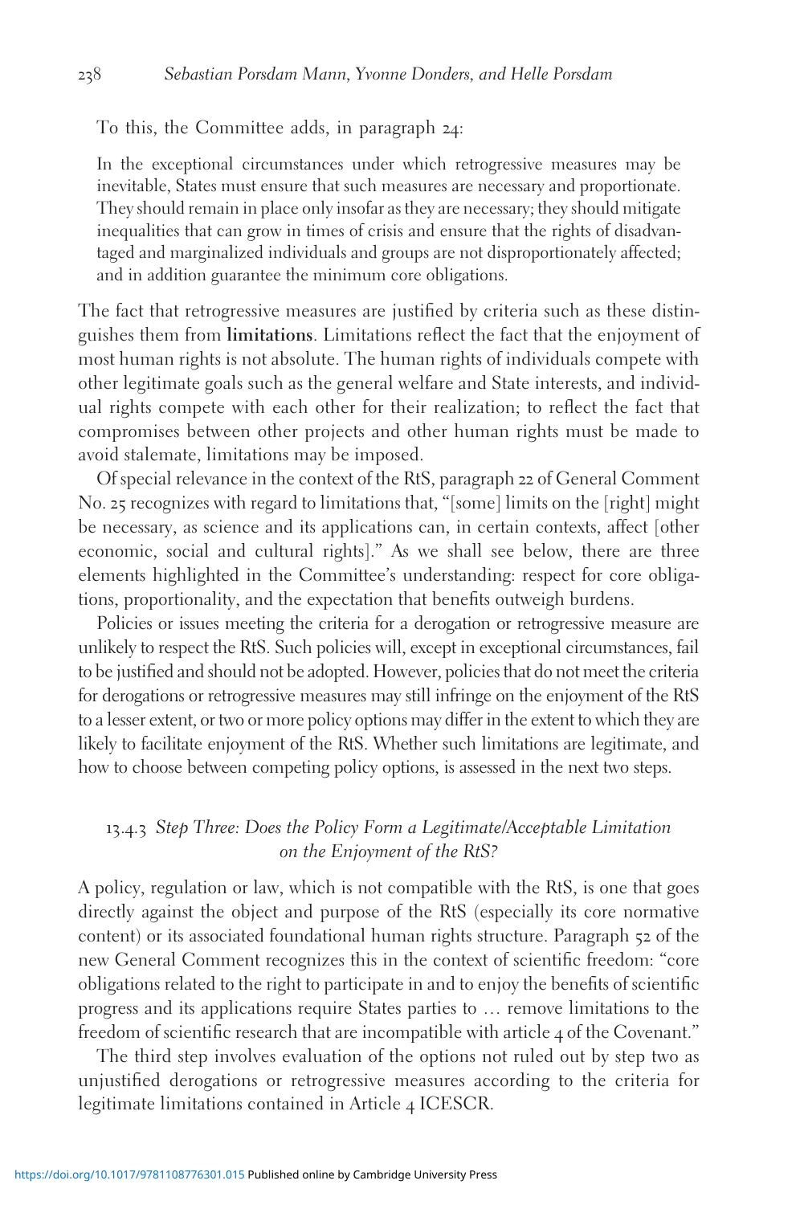To this, the Committee adds, in paragraph 24:

> In the exceptional circumstances under which retrogressive measures may be inevitable, States must ensure that such measures are necessary and proportionate. They should remain in place only insofar as they are necessary; they should mitigate inequalities that can grow in times of crisis and ensure that the rights of disadvantaged and marginalized individuals and groups are not disproportionately affected; and in addition guarantee the minimum core obligations.

The fact that retrogressive measures are justified by criteria such as these distinguishes them from **limitations**. Limitations reflect the fact that the enjoyment of most human rights is not absolute. The human rights of individuals compete with other legitimate goals such as the general welfare and State interests, and individual rights compete with each other for their realization; to reflect the fact that compromises between other projects and other human rights must be made to avoid stalemate, limitations may be imposed.

Of special relevance in the context of the RtS, paragraph 22 of General Comment No. 25 recognizes with regard to limitations that, "[some] limits on the [right] might be necessary, as science and its applications can, in certain contexts, affect [other economic, social and cultural rights]." As we shall see below, there are three elements highlighted in the Committee's understanding: respect for core obligations, proportionality, and the expectation that benefits outweigh burdens.

Policies or issues meeting the criteria for a derogation or retrogressive measure are unlikely to respect the RtS. Such policies will, except in exceptional circumstances, fail to be justified and should not be adopted. However, policies that do not meet the criteria for derogations or retrogressive measures may still infringe on the enjoyment of the RtS to a lesser extent, or two or more policy options may differ in the extent to which they are likely to facilitate enjoyment of the RtS. Whether such limitations are legitimate, and how to choose between competing policy options, is assessed in the next two steps.

### 13.4.3 *Step Three: Does the Policy Form a Legitimate/Acceptable Limitation on the Enjoyment of the RtS?*

A policy, regulation or law, which is not compatible with the RtS, is one that goes directly against the object and purpose of the RtS (especially its core normative content) or its associated foundational human rights structure. Paragraph 52 of the new General Comment recognizes this in the context of scientific freedom: "core obligations related to the right to participate in and to enjoy the benefits of scientific progress and its applications require States parties to … remove limitations to the freedom of scientific research that are incompatible with article 4 of the Covenant."

The third step involves evaluation of the options not ruled out by step two as unjustified derogations or retrogressive measures according to the criteria for legitimate limitations contained in Article 4 ICESCR.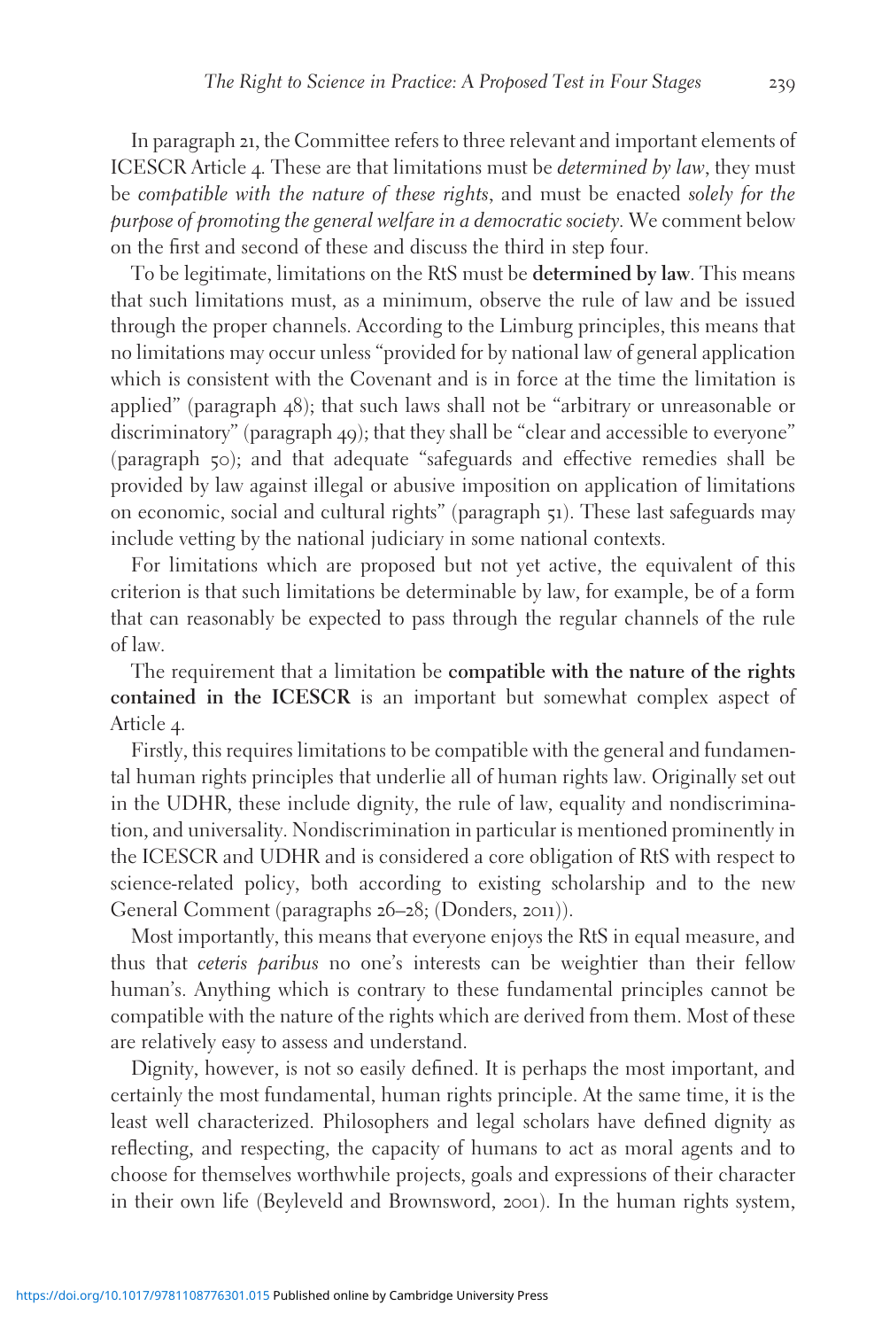In paragraph 21, the Committee refers to three relevant and important elements of ICESCR Article 4. These are that limitations must be *determined by law*, they must be *compatible with the nature of these rights*, and must be enacted *solely for the purpose of promoting the general welfare in a democratic society*. We comment below on the first and second of these and discuss the third in step four.

To be legitimate, limitations on the RtS must be **determined by law**. This means that such limitations must, as a minimum, observe the rule of law and be issued through the proper channels. According to the Limburg principles, this means that no limitations may occur unless "provided for by national law of general application which is consistent with the Covenant and is in force at the time the limitation is applied" (paragraph 48); that such laws shall not be "arbitrary or unreasonable or discriminatory" (paragraph 49); that they shall be "clear and accessible to everyone" (paragraph 50); and that adequate "safeguards and effective remedies shall be provided by law against illegal or abusive imposition on application of limitations on economic, social and cultural rights" (paragraph 51). These last safeguards may include vetting by the national judiciary in some national contexts.

For limitations which are proposed but not yet active, the equivalent of this criterion is that such limitations be determinable by law, for example, be of a form that can reasonably be expected to pass through the regular channels of the rule of law.

The requirement that a limitation be **compatible with the nature of the rights contained in the ICESCR** is an important but somewhat complex aspect of Article 4.

Firstly, this requires limitations to be compatible with the general and fundamental human rights principles that underlie all of human rights law. Originally set out in the UDHR, these include dignity, the rule of law, equality and nondiscrimination, and universality. Nondiscrimination in particular is mentioned prominently in the ICESCR and UDHR and is considered a core obligation of RtS with respect to science-related policy, both according to existing scholarship and to the new General Comment (paragraphs 26–28; (Donders, 2011)).

Most importantly, this means that everyone enjoys the RtS in equal measure, and thus that *ceteris paribus* no one's interests can be weightier than their fellow human's. Anything which is contrary to these fundamental principles cannot be compatible with the nature of the rights which are derived from them. Most of these are relatively easy to assess and understand.

Dignity, however, is not so easily defined. It is perhaps the most important, and certainly the most fundamental, human rights principle. At the same time, it is the least well characterized. Philosophers and legal scholars have defined dignity as reflecting, and respecting, the capacity of humans to act as moral agents and to choose for themselves worthwhile projects, goals and expressions of their character in their own life (Beyleveld and Brownsword, 2001). In the human rights system,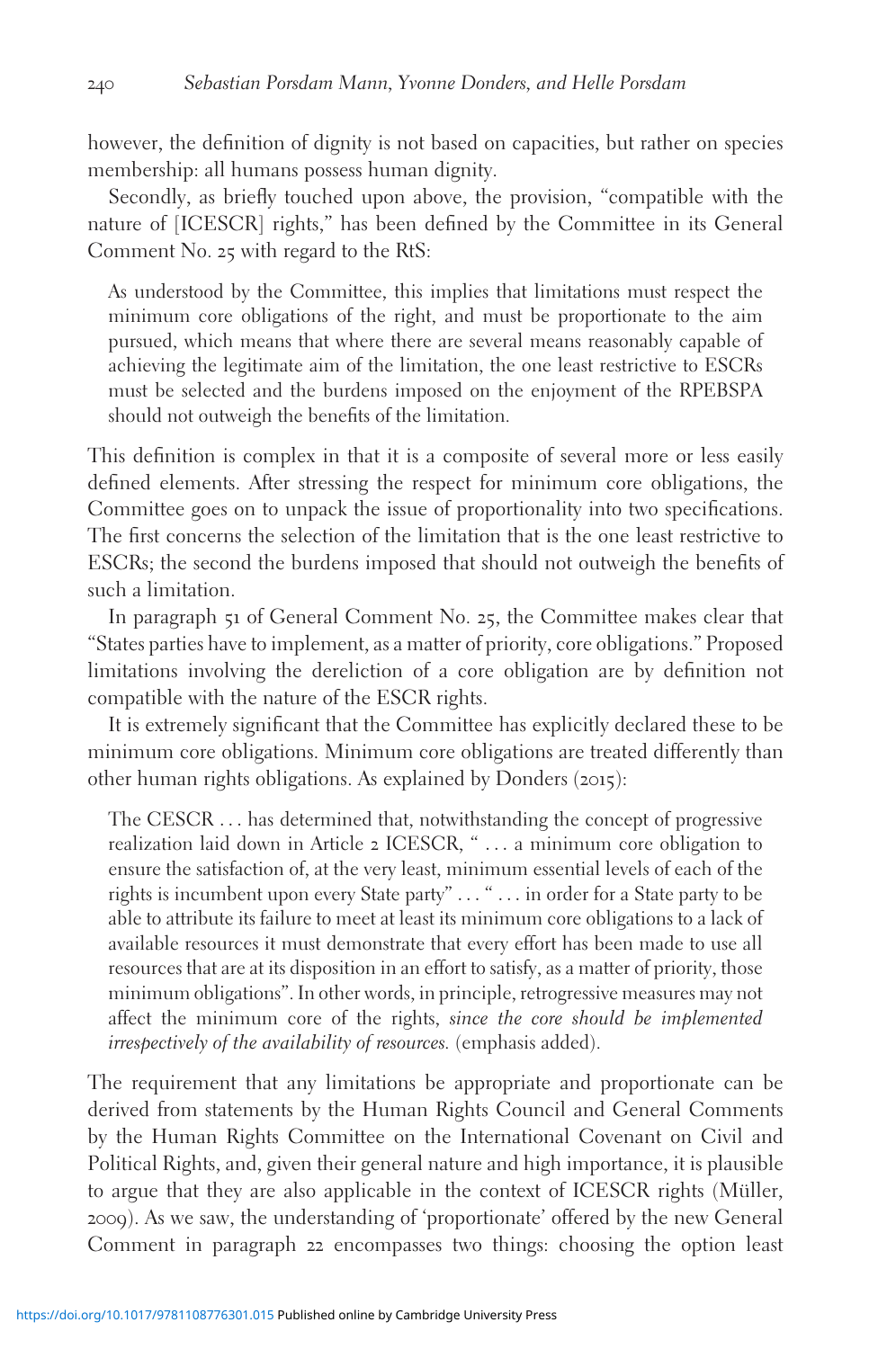however, the definition of dignity is not based on capacities, but rather on species membership: all humans possess human dignity.

Secondly, as briefly touched upon above, the provision, "compatible with the nature of [ICESCR] rights," has been defined by the Committee in its General Comment No. 25 with regard to the RtS:

> As understood by the Committee, this implies that limitations must respect the minimum core obligations of the right, and must be proportionate to the aim pursued, which means that where there are several means reasonably capable of achieving the legitimate aim of the limitation, the one least restrictive to ESCRs must be selected and the burdens imposed on the enjoyment of the RPEBSPA should not outweigh the benefits of the limitation.

This definition is complex in that it is a composite of several more or less easily defined elements. After stressing the respect for minimum core obligations, the Committee goes on to unpack the issue of proportionality into two specifications. The first concerns the selection of the limitation that is the one least restrictive to ESCRs; the second the burdens imposed that should not outweigh the benefits of such a limitation.

In paragraph 51 of General Comment No. 25, the Committee makes clear that "States parties have to implement, as a matter of priority, core obligations." Proposed limitations involving the dereliction of a core obligation are by definition not compatible with the nature of the ESCR rights.

It is extremely significant that the Committee has explicitly declared these to be minimum core obligations. Minimum core obligations are treated differently than other human rights obligations. As explained by Donders (2015):

> The CESCR … has determined that, notwithstanding the concept of progressive realization laid down in Article 2 ICESCR, " … a minimum core obligation to ensure the satisfaction of, at the very least, minimum essential levels of each of the rights is incumbent upon every State party" … " … in order for a State party to be able to attribute its failure to meet at least its minimum core obligations to a lack of available resources it must demonstrate that every effort has been made to use all resources that are at its disposition in an effort to satisfy, as a matter of priority, those minimum obligations". In other words, in principle, retrogressive measures may not affect the minimum core of the rights, *since the core should be implemented irrespectively of the availability of resources.* (emphasis added).

The requirement that any limitations be appropriate and proportionate can be derived from statements by the Human Rights Council and General Comments by the Human Rights Committee on the International Covenant on Civil and Political Rights, and, given their general nature and high importance, it is plausible to argue that they are also applicable in the context of ICESCR rights (Müller, 2009). As we saw, the understanding of 'proportionate' offered by the new General Comment in paragraph 22 encompasses two things: choosing the option least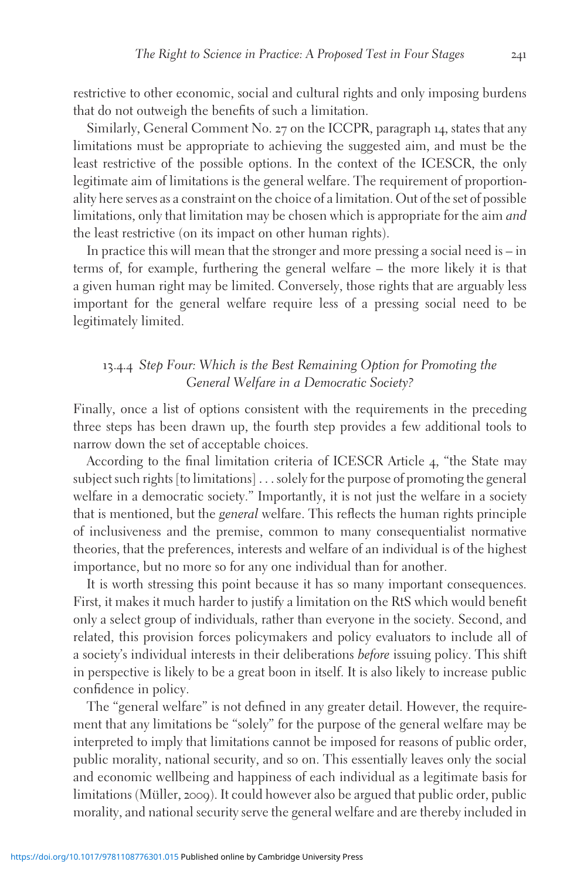restrictive to other economic, social and cultural rights and only imposing burdens that do not outweigh the benefits of such a limitation.

Similarly, General Comment No. 27 on the ICCPR, paragraph 14, states that any limitations must be appropriate to achieving the suggested aim, and must be the least restrictive of the possible options. In the context of the ICESCR, the only legitimate aim of limitations is the general welfare. The requirement of proportionality here serves as a constraint on the choice of a limitation. Out of the set of possible limitations, only that limitation may be chosen which is appropriate for the aim *and* the least restrictive (on its impact on other human rights).

In practice this will mean that the stronger and more pressing a social need is – in terms of, for example, furthering the general welfare – the more likely it is that a given human right may be limited. Conversely, those rights that are arguably less important for the general welfare require less of a pressing social need to be legitimately limited.

### 13.4.4 *Step Four: Which is the Best Remaining Option for Promoting the General Welfare in a Democratic Society?*

Finally, once a list of options consistent with the requirements in the preceding three steps has been drawn up, the fourth step provides a few additional tools to narrow down the set of acceptable choices.

According to the final limitation criteria of ICESCR Article 4, "the State may subject such rights [to limitations] . . . solely for the purpose of promoting the general welfare in a democratic society." Importantly, it is not just the welfare in a society that is mentioned, but the *general* welfare. This reflects the human rights principle of inclusiveness and the premise, common to many consequentialist normative theories, that the preferences, interests and welfare of an individual is of the highest importance, but no more so for any one individual than for another.

It is worth stressing this point because it has so many important consequences. First, it makes it much harder to justify a limitation on the RtS which would benefit only a select group of individuals, rather than everyone in the society. Second, and related, this provision forces policymakers and policy evaluators to include all of a society's individual interests in their deliberations *before* issuing policy. This shift in perspective is likely to be a great boon in itself. It is also likely to increase public confidence in policy.

The "general welfare" is not defined in any greater detail. However, the requirement that any limitations be "solely" for the purpose of the general welfare may be interpreted to imply that limitations cannot be imposed for reasons of public order, public morality, national security, and so on. This essentially leaves only the social and economic wellbeing and happiness of each individual as a legitimate basis for limitations (Müller, 2009). It could however also be argued that public order, public morality, and national security serve the general welfare and are thereby included in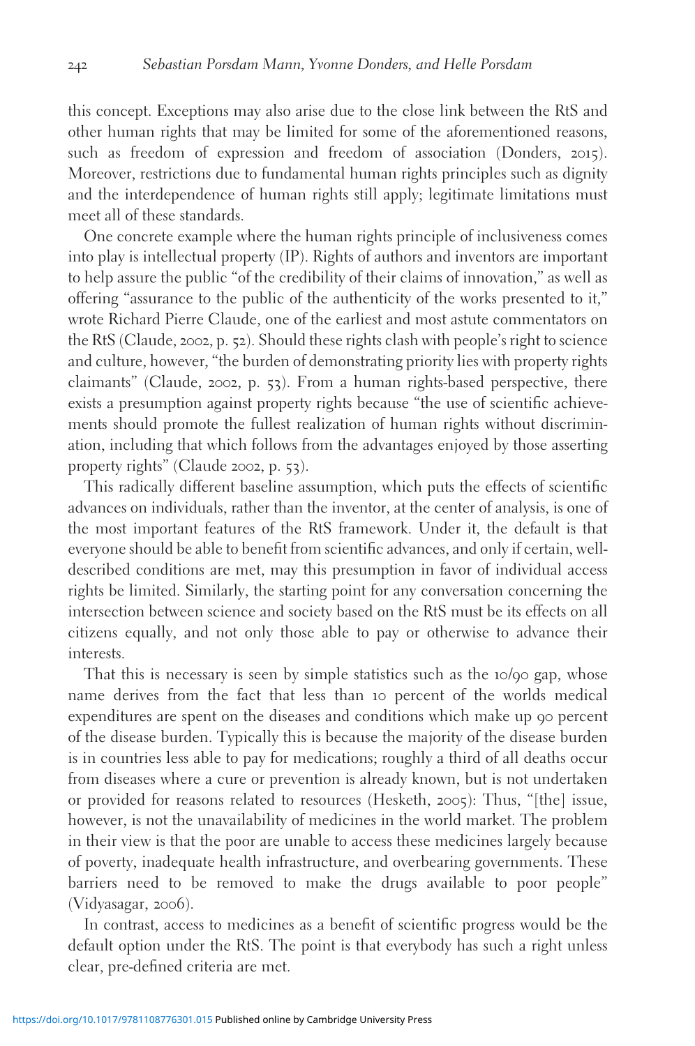this concept. Exceptions may also arise due to the close link between the RtS and other human rights that may be limited for some of the aforementioned reasons, such as freedom of expression and freedom of association (Donders, 2015). Moreover, restrictions due to fundamental human rights principles such as dignity and the interdependence of human rights still apply; legitimate limitations must meet all of these standards.

One concrete example where the human rights principle of inclusiveness comes into play is intellectual property (IP). Rights of authors and inventors are important to help assure the public "of the credibility of their claims of innovation," as well as offering "assurance to the public of the authenticity of the works presented to it," wrote Richard Pierre Claude, one of the earliest and most astute commentators on the RtS (Claude, 2002, p. 52). Should these rights clash with people's right to science and culture, however, "the burden of demonstrating priority lies with property rights claimants" (Claude, 2002, p. 53). From a human rights-based perspective, there exists a presumption against property rights because "the use of scientific achievements should promote the fullest realization of human rights without discrimination, including that which follows from the advantages enjoyed by those asserting property rights" (Claude 2002, p. 53).

This radically different baseline assumption, which puts the effects of scientific advances on individuals, rather than the inventor, at the center of analysis, is one of the most important features of the RtS framework. Under it, the default is that everyone should be able to benefit from scientific advances, and only if certain, well-described conditions are met, may this presumption in favor of individual access rights be limited. Similarly, the starting point for any conversation concerning the intersection between science and society based on the RtS must be its effects on all citizens equally, and not only those able to pay or otherwise to advance their interests.

That this is necessary is seen by simple statistics such as the 10/90 gap, whose name derives from the fact that less than 10 percent of the worlds medical expenditures are spent on the diseases and conditions which make up 90 percent of the disease burden. Typically this is because the majority of the disease burden is in countries less able to pay for medications; roughly a third of all deaths occur from diseases where a cure or prevention is already known, but is not undertaken or provided for reasons related to resources (Hesketh, 2005): Thus, "[the] issue, however, is not the unavailability of medicines in the world market. The problem in their view is that the poor are unable to access these medicines largely because of poverty, inadequate health infrastructure, and overbearing governments. These barriers need to be removed to make the drugs available to poor people" (Vidyasagar, 2006).

In contrast, access to medicines as a benefit of scientific progress would be the default option under the RtS. The point is that everybody has such a right unless clear, pre-defined criteria are met.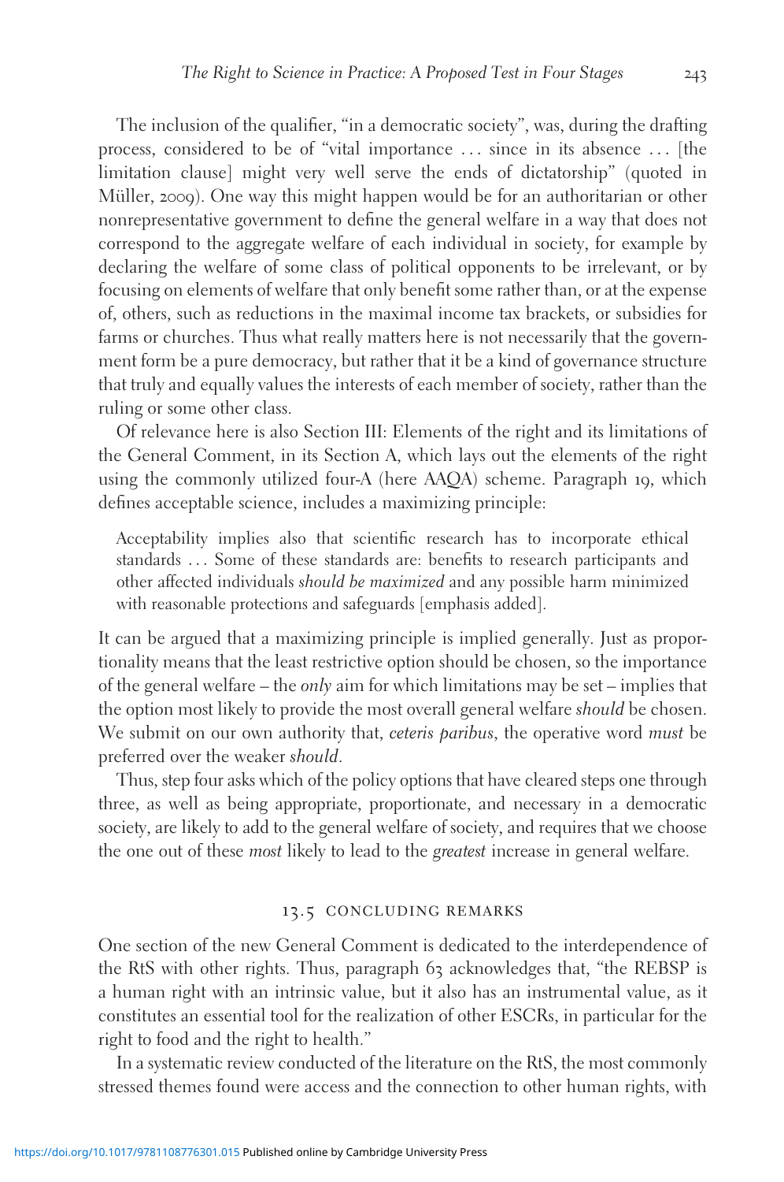The inclusion of the qualifier, "in a democratic society", was, during the drafting process, considered to be of "vital importance … since in its absence … [the limitation clause] might very well serve the ends of dictatorship" (quoted in Müller, 2009). One way this might happen would be for an authoritarian or other nonrepresentative government to define the general welfare in a way that does not correspond to the aggregate welfare of each individual in society, for example by declaring the welfare of some class of political opponents to be irrelevant, or by focusing on elements of welfare that only benefit some rather than, or at the expense of, others, such as reductions in the maximal income tax brackets, or subsidies for farms or churches. Thus what really matters here is not necessarily that the government form be a pure democracy, but rather that it be a kind of governance structure that truly and equally values the interests of each member of society, rather than the ruling or some other class.

Of relevance here is also Section III: Elements of the right and its limitations of the General Comment, in its Section A, which lays out the elements of the right using the commonly utilized four-A (here AAQA) scheme. Paragraph 19, which defines acceptable science, includes a maximizing principle:

> Acceptability implies also that scientific research has to incorporate ethical standards … Some of these standards are: benefits to research participants and other affected individuals *should be maximized* and any possible harm minimized with reasonable protections and safeguards [emphasis added].

It can be argued that a maximizing principle is implied generally. Just as proportionality means that the least restrictive option should be chosen, so the importance of the general welfare – the *only* aim for which limitations may be set – implies that the option most likely to provide the most overall general welfare *should* be chosen. We submit on our own authority that, *ceteris paribus*, the operative word *must* be preferred over the weaker *should*.

Thus, step four asks which of the policy options that have cleared steps one through three, as well as being appropriate, proportionate, and necessary in a democratic society, are likely to add to the general welfare of society, and requires that we choose the one out of these *most* likely to lead to the *greatest* increase in general welfare.

## 13.5 CONCLUDING REMARKS

One section of the new General Comment is dedicated to the interdependence of the RtS with other rights. Thus, paragraph 63 acknowledges that, "the REBSP is a human right with an intrinsic value, but it also has an instrumental value, as it constitutes an essential tool for the realization of other ESCRs, in particular for the right to food and the right to health."

In a systematic review conducted of the literature on the RtS, the most commonly stressed themes found were access and the connection to other human rights, with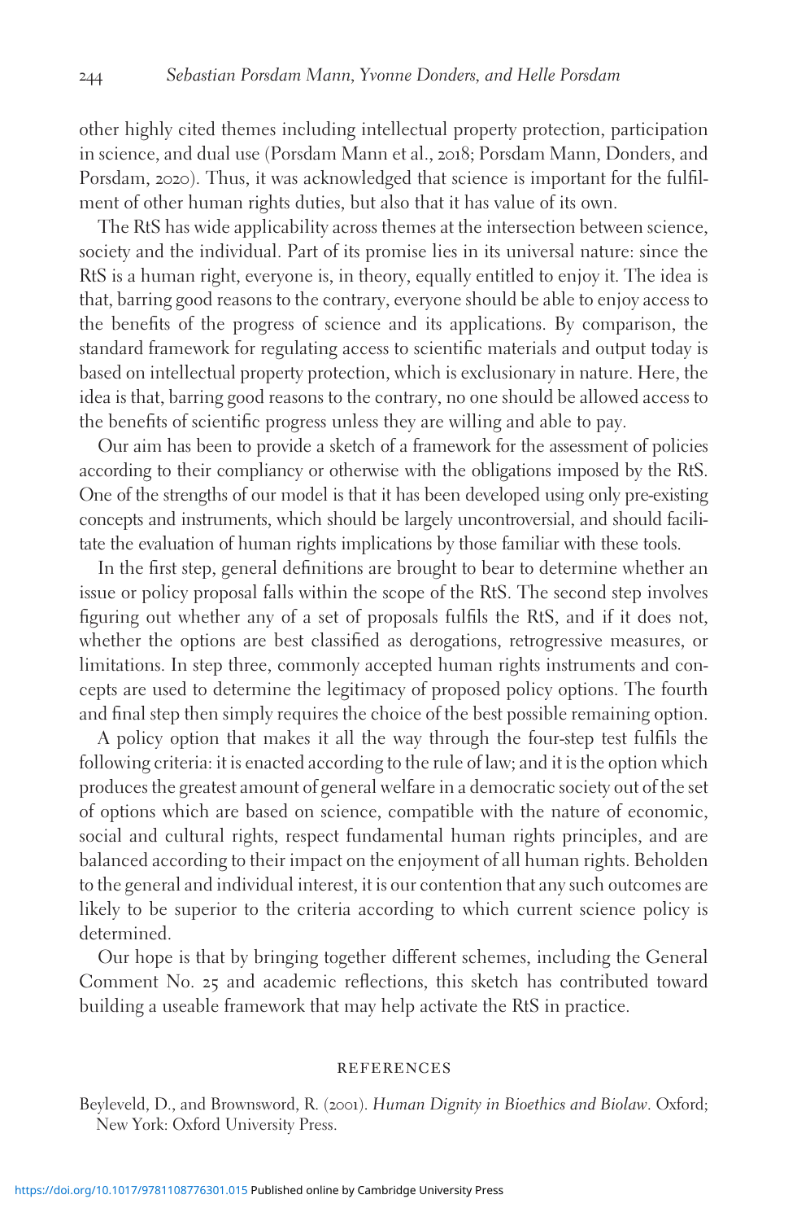other highly cited themes including intellectual property protection, participation in science, and dual use (Porsdam Mann et al., 2018; Porsdam Mann, Donders, and Porsdam, 2020). Thus, it was acknowledged that science is important for the fulfilment of other human rights duties, but also that it has value of its own.

The RtS has wide applicability across themes at the intersection between science, society and the individual. Part of its promise lies in its universal nature: since the RtS is a human right, everyone is, in theory, equally entitled to enjoy it. The idea is that, barring good reasons to the contrary, everyone should be able to enjoy access to the benefits of the progress of science and its applications. By comparison, the standard framework for regulating access to scientific materials and output today is based on intellectual property protection, which is exclusionary in nature. Here, the idea is that, barring good reasons to the contrary, no one should be allowed access to the benefits of scientific progress unless they are willing and able to pay.

Our aim has been to provide a sketch of a framework for the assessment of policies according to their compliancy or otherwise with the obligations imposed by the RtS. One of the strengths of our model is that it has been developed using only pre-existing concepts and instruments, which should be largely uncontroversial, and should facilitate the evaluation of human rights implications by those familiar with these tools.

In the first step, general definitions are brought to bear to determine whether an issue or policy proposal falls within the scope of the RtS. The second step involves figuring out whether any of a set of proposals fulfils the RtS, and if it does not, whether the options are best classified as derogations, retrogressive measures, or limitations. In step three, commonly accepted human rights instruments and concepts are used to determine the legitimacy of proposed policy options. The fourth and final step then simply requires the choice of the best possible remaining option.

A policy option that makes it all the way through the four-step test fulfils the following criteria: it is enacted according to the rule of law; and it is the option which produces the greatest amount of general welfare in a democratic society out of the set of options which are based on science, compatible with the nature of economic, social and cultural rights, respect fundamental human rights principles, and are balanced according to their impact on the enjoyment of all human rights. Beholden to the general and individual interest, it is our contention that any such outcomes are likely to be superior to the criteria according to which current science policy is determined.

Our hope is that by bringing together different schemes, including the General Comment No. 25 and academic reflections, this sketch has contributed toward building a useable framework that may help activate the RtS in practice.

## REFERENCES

Beyleveld, D., and Brownsword, R. (2001). *Human Dignity in Bioethics and Biolaw*. Oxford; New York: Oxford University Press.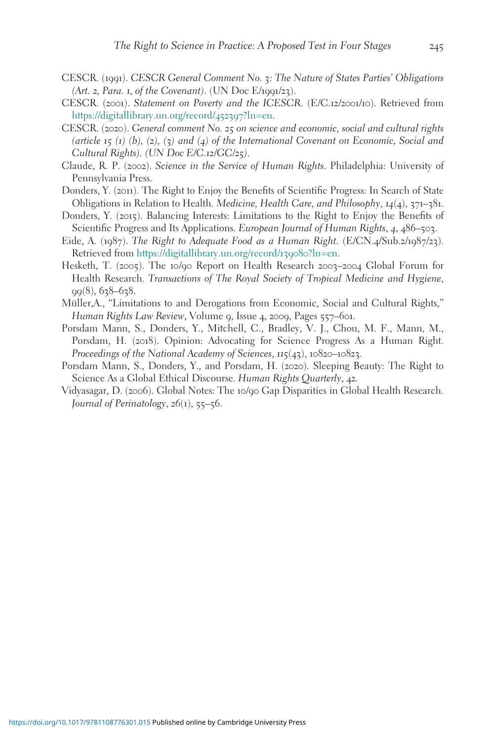CESCR. (1991). *CESCR General Comment No. 3: The Nature of States Parties' Obligations (Art. 2, Para. 1, of the Covenant)*. (UN Doc E/1991/23).

CESCR. (2001). *Statement on Poverty and the ICESCR*. (E/C.12/2001/10). Retrieved from https://digitallibrary.un.org/record/452397?ln=en.

CESCR. (2020). *General comment No. 25 on science and economic, social and cultural rights (article 15 (1) (b), (2), (3) and (4) of the International Covenant on Economic, Social and Cultural Rights). (UN Doc E/C.12/GC/25)*.

Claude, R. P. (2002). *Science in the Service of Human Rights*. Philadelphia: University of Pennsylvania Press.

Donders, Y. (2011). The Right to Enjoy the Benefits of Scientific Progress: In Search of State Obligations in Relation to Health. *Medicine, Health Care, and Philosophy*, *14*(4), 371–381.

Donders, Y. (2015). Balancing Interests: Limitations to the Right to Enjoy the Benefits of Scientific Progress and Its Applications. *European Journal of Human Rights*, *4*, 486–503.

Eide, A. (1987). *The Right to Adequate Food as a Human Right*. (E/CN.4/Sub.2/1987/23). Retrieved from https://digitallibrary.un.org/record/139080?ln=en.

Hesketh, T. (2005). The 10/90 Report on Health Research 2003–2004 Global Forum for Health Research. *Transactions of The Royal Society of Tropical Medicine and Hygiene*, *99*(8), 638–638.

Müller,A., "Limitations to and Derogations from Economic, Social and Cultural Rights," *Human Rights Law Review*, Volume 9, Issue 4, 2009, Pages 557–601.

Porsdam Mann, S., Donders, Y., Mitchell, C., Bradley, V. J., Chou, M. F., Mann, M., Porsdam, H. (2018). Opinion: Advocating for Science Progress As a Human Right. *Proceedings of the National Academy of Sciences*, *115*(43), 10820–10823.

Porsdam Mann, S., Donders, Y., and Porsdam, H. (2020). Sleeping Beauty: The Right to Science As a Global Ethical Discourse. *Human Rights Quarterly*, *42*.

Vidyasagar, D. (2006). Global Notes: The 10/90 Gap Disparities in Global Health Research. *Journal of Perinatology*, *26*(1), 55–56.